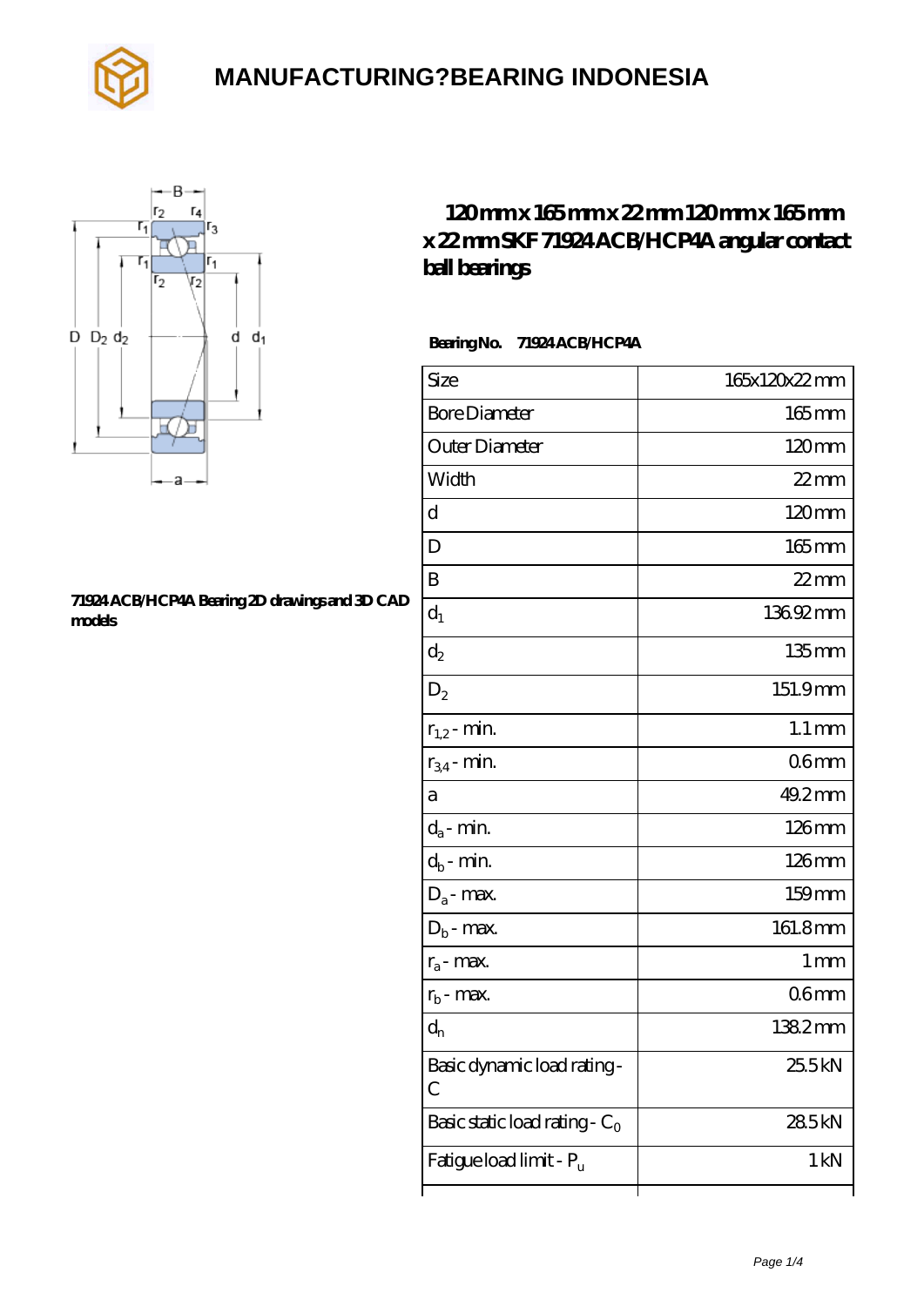# MANUFACTURING?BEARING INDONESIA

## 120 mm x 165 mm x 22 mm 120 mm x 165 mm x 22 mm SKF 71924 ACB/HCP4A angular contact ball bearings

**71924 ACB/HCP4A Bearing 2D drawings and 3D CAD models**

**Bearing No.** **71924 ACB/HCP4A**

| Size | 165x120x22 mm |
|---|---|
| Bore Diameter | 165 mm |
| Outer Diameter | 120 mm |
| Width | 22 mm |
| d | 120 mm |
| D | 165 mm |
| B | 22 mm |
| $d_1$ | 136.92 mm |
| $d_2$ | 135 mm |
| $D_2$ | 151.9 mm |
| $r_{1,2}$ - min. | 1.1 mm |
| $r_{3,4}$ - min. | 0.6 mm |
| a | 49.2 mm |
| $d_a$ - min. | 126 mm |
| $d_b$ - min. | 126 mm |
| $D_a$ - max. | 159 mm |
| $D_b$ - max. | 161.8 mm |
| $r_a$ - max. | 1 mm |
| $r_b$ - max. | 0.6 mm |
| $d_n$ | 138.2 mm |
| Basic dynamic load rating - C | 25.5 kN |
| Basic static load rating - $C_0$ | 28.5 kN |
| Fatigue load limit - $P_u$ | 1 kN |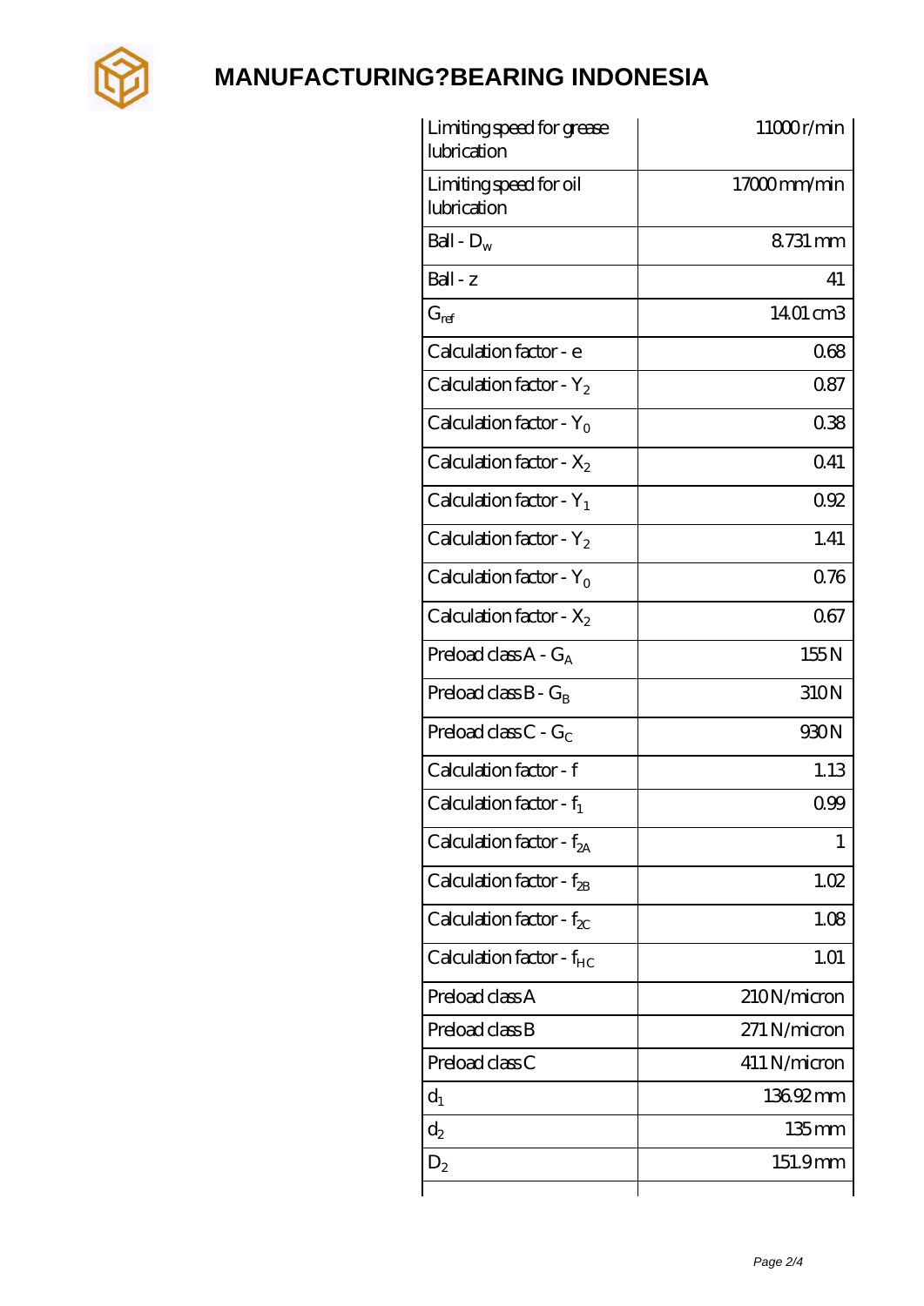| | |
|---|---|
| Limiting speed for grease lubrication | 11000 r/min |
| Limiting speed for oil lubrication | 17000 mm/min |
| Ball - $D_w$ | 8.731 mm |
| Ball - z | 41 |
| $G_{ref}$ | 14.01 cm3 |
| Calculation factor - e | 0.68 |
| Calculation factor - $Y_2$ | 0.87 |
| Calculation factor - $Y_0$ | 0.38 |
| Calculation factor - $X_2$ | 0.41 |
| Calculation factor - $Y_1$ | 0.92 |
| Calculation factor - $Y_2$ | 1.41 |
| Calculation factor - $Y_0$ | 0.76 |
| Calculation factor - $X_2$ | 0.67 |
| Preload class A - $G_A$ | 155 N |
| Preload class B - $G_B$ | 310 N |
| Preload class C - $G_C$ | 930 N |
| Calculation factor - f | 1.13 |
| Calculation factor - $f_1$ | 0.99 |
| Calculation factor - $f_{2A}$ | 1 |
| Calculation factor - $f_{2B}$ | 1.02 |
| Calculation factor - $f_{2C}$ | 1.08 |
| Calculation factor - $f_{HC}$ | 1.01 |
| Preload class A | 210 N/micron |
| Preload class B | 271 N/micron |
| Preload class C | 411 N/micron |
| $d_1$ | 136.92 mm |
| $d_2$ | 135 mm |
| $D_2$ | 151.9 mm |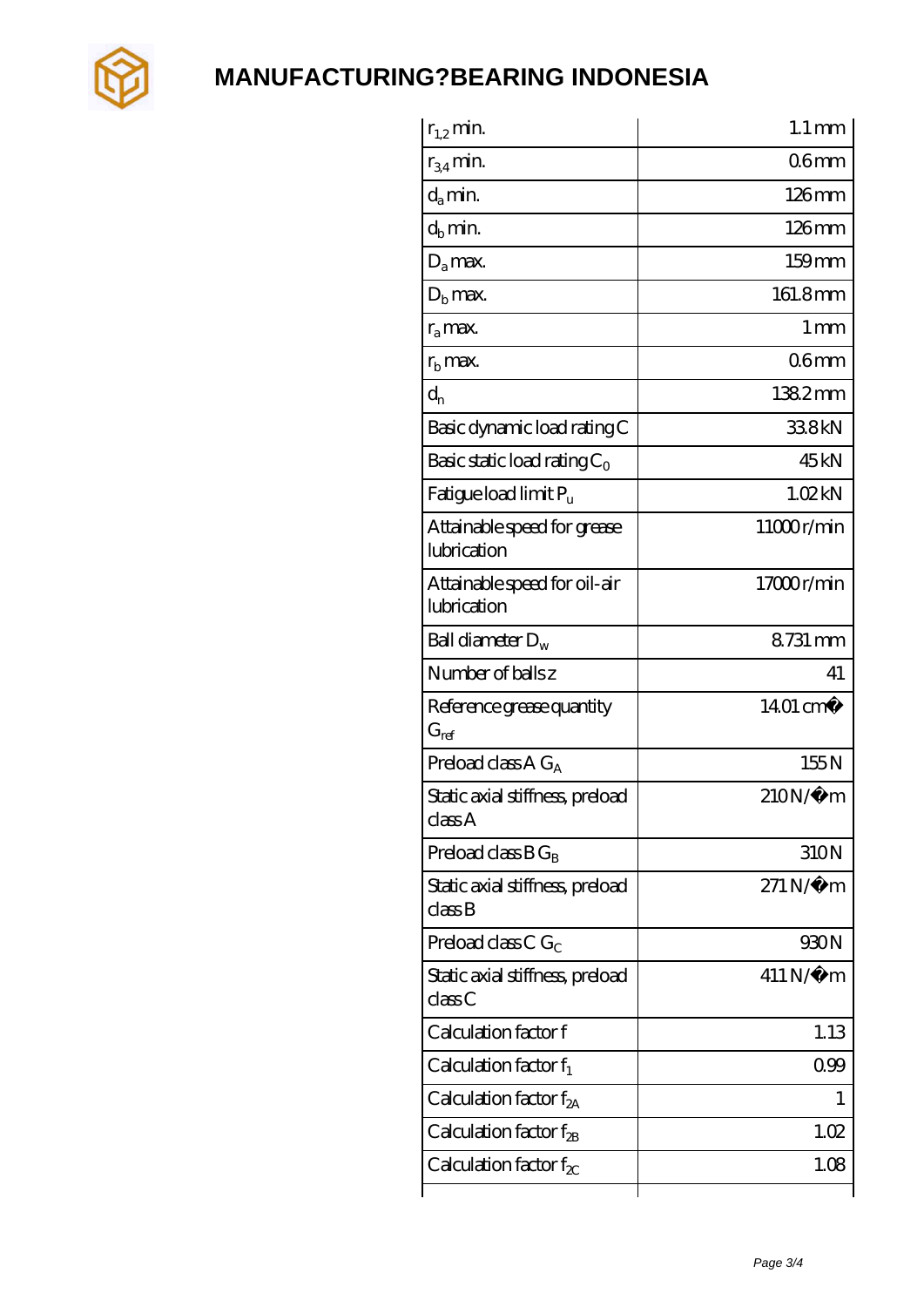| | |
|---|---|
| $r_{1,2}$ min. | 1.1 mm |
| $r_{3,4}$ min. | 0.6 mm |
| $d_a$ min. | 126 mm |
| $d_b$ min. | 126 mm |
| $D_a$ max. | 159 mm |
| $D_b$ max. | 161.8 mm |
| $r_a$ max. | 1 mm |
| $r_b$ max. | 0.6 mm |
| $d_n$ | 138.2 mm |
| Basic dynamic load rating C | 33.8 kN |
| Basic static load rating $C_0$ | 45 kN |
| Fatigue load limit $P_u$ | 1.02 kN |
| Attainable speed for grease lubrication | 11000 r/min |
| Attainable speed for oil-air lubrication | 17000 r/min |
| Ball diameter $D_w$ | 8.731 mm |
| Number of balls z | 41 |
| Reference grease quantity $G_{ref}$ | 14.01 cm� |
| Preload class A $G_A$ | 155 N |
| Static axial stiffness, preload class A | 210 N/�m |
| Preload class B $G_B$ | 310 N |
| Static axial stiffness, preload class B | 271 N/�m |
| Preload class C $G_C$ | 930 N |
| Static axial stiffness, preload class C | 411 N/�m |
| Calculation factor f | 1.13 |
| Calculation factor $f_1$ | 0.99 |
| Calculation factor $f_{2A}$ | 1 |
| Calculation factor $f_{2B}$ | 1.02 |
| Calculation factor $f_{2C}$ | 1.08 |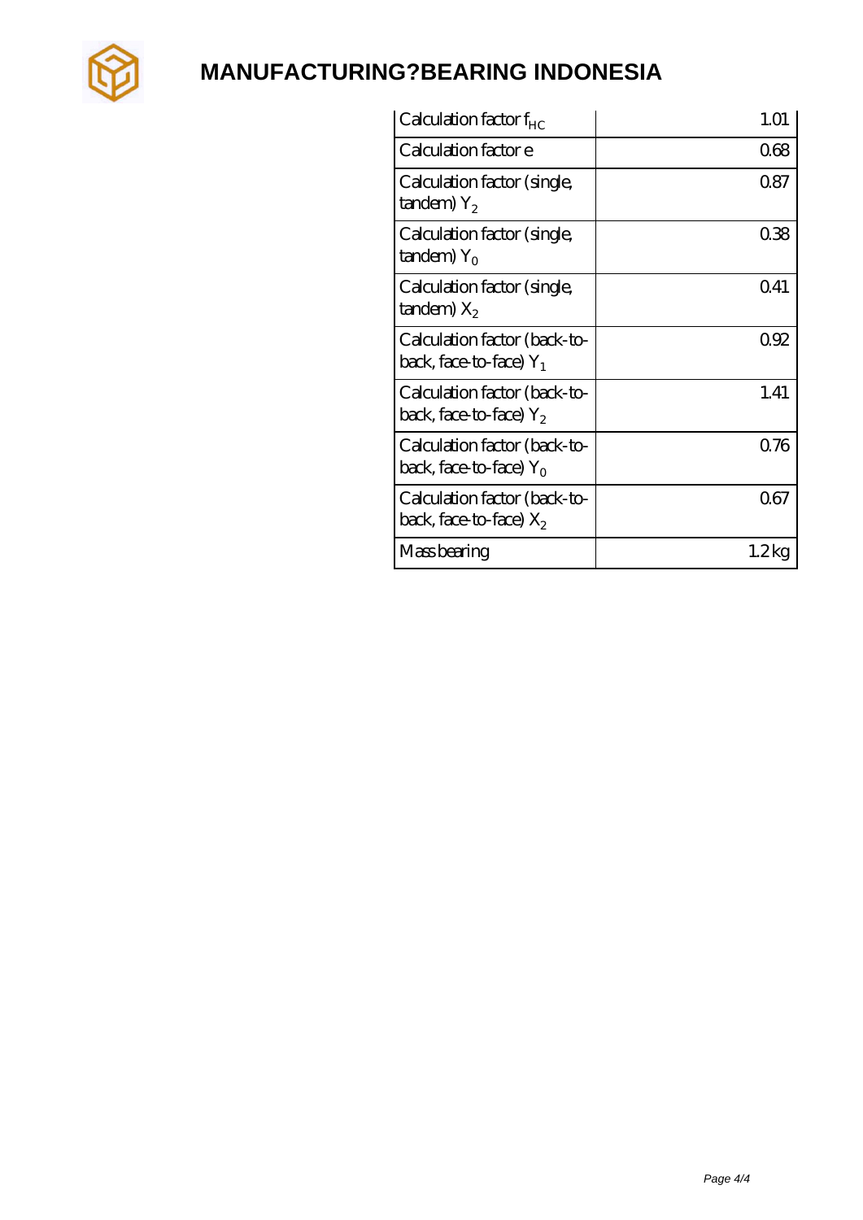| | |
|---|---|
| Calculation factor $f_{HC}$ | 1.01 |
| Calculation factor e | 0.68 |
| Calculation factor (single, tandem) $Y_2$ | 0.87 |
| Calculation factor (single, tandem) $Y_0$ | 0.38 |
| Calculation factor (single, tandem) $X_2$ | 0.41 |
| Calculation factor (back-to-back, face-to-face) $Y_1$ | 0.92 |
| Calculation factor (back-to-back, face-to-face) $Y_2$ | 1.41 |
| Calculation factor (back-to-back, face-to-face) $Y_0$ | 0.76 |
| Calculation factor (back-to-back, face-to-face) $X_2$ | 0.67 |
| Mass bearing | 1.2 kg |